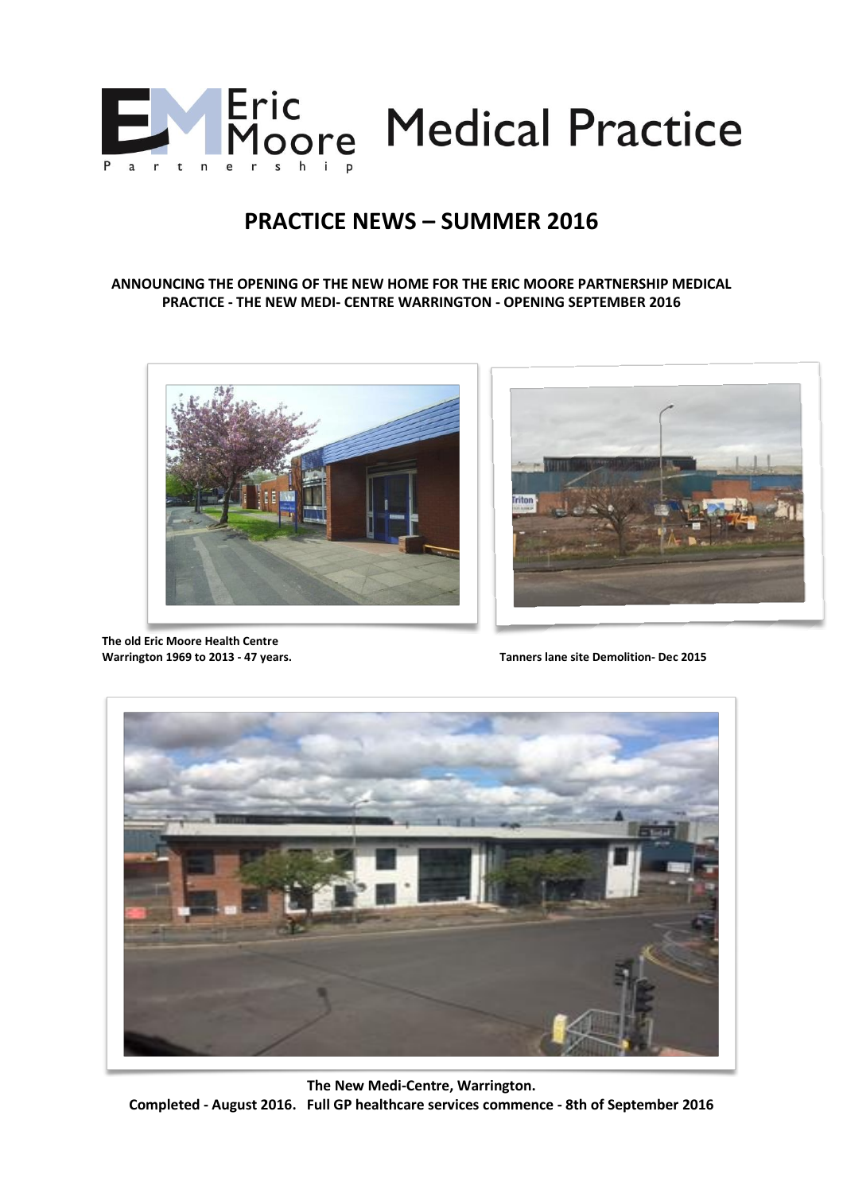Eric Moore Partnership Medical Practice

# PRACTICE NEWS – SUMMER 2016

**ANNOUNCING THE OPENING OF THE NEW HOME FOR THE ERIC MOORE PARTNERSHIP MEDICAL PRACTICE - THE NEW MEDI- CENTRE WARRINGTON - OPENING SEPTEMBER 2016**

**The old Eric Moore Health Centre Warrington 1969 to 2013 - 47 years.**

**Tanners lane site Demolition- Dec 2015**

**The New Medi-Centre, Warrington.**
**Completed - August 2016. Full GP healthcare services commence - 8th of September 2016**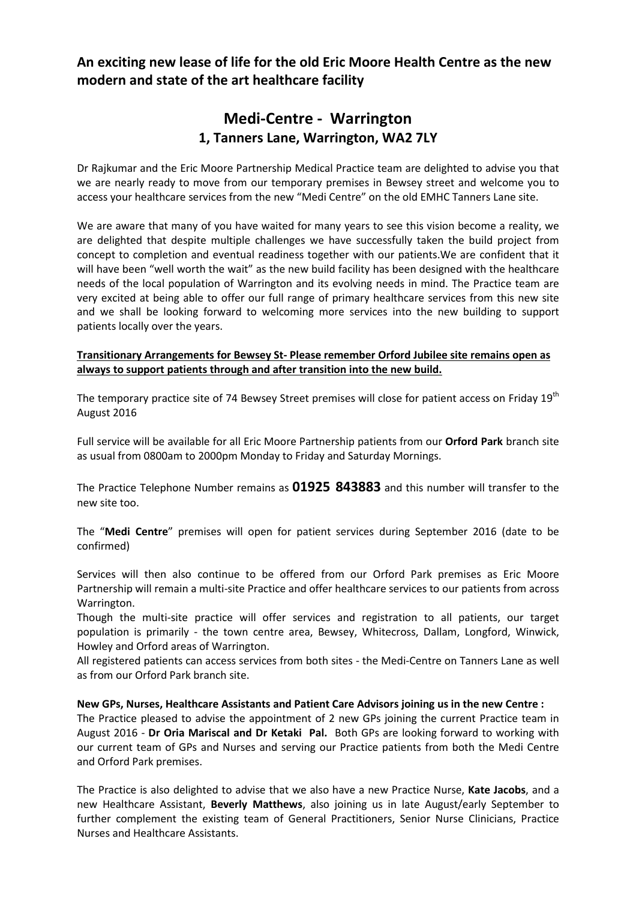## An exciting new lease of life for the old Eric Moore Health Centre as the new modern and state of the art healthcare facility

# Medi-Centre - Warrington

## 1, Tanners Lane, Warrington, WA2 7LY

Dr Rajkumar and the Eric Moore Partnership Medical Practice team are delighted to advise you that we are nearly ready to move from our temporary premises in Bewsey street and welcome you to access your healthcare services from the new "Medi Centre" on the old EMHC Tanners Lane site.

We are aware that many of you have waited for many years to see this vision become a reality, we are delighted that despite multiple challenges we have successfully taken the build project from concept to completion and eventual readiness together with our patients.We are confident that it will have been "well worth the wait" as the new build facility has been designed with the healthcare needs of the local population of Warrington and its evolving needs in mind. The Practice team are very excited at being able to offer our full range of primary healthcare services from this new site and we shall be looking forward to welcoming more services into the new building to support patients locally over the years.

**Transitionary Arrangements for Bewsey St- Please remember Orford Jubilee site remains open as always to support patients through and after transition into the new build.**

The temporary practice site of 74 Bewsey Street premises will close for patient access on Friday 19th August 2016

Full service will be available for all Eric Moore Partnership patients from our **Orford Park** branch site as usual from 0800am to 2000pm Monday to Friday and Saturday Mornings.

The Practice Telephone Number remains as **01925 843883** and this number will transfer to the new site too.

The "**Medi Centre**" premises will open for patient services during September 2016 (date to be confirmed)

Services will then also continue to be offered from our Orford Park premises as Eric Moore Partnership will remain a multi-site Practice and offer healthcare services to our patients from across Warrington.

Though the multi-site practice will offer services and registration to all patients, our target population is primarily - the town centre area, Bewsey, Whitecross, Dallam, Longford, Winwick, Howley and Orford areas of Warrington.

All registered patients can access services from both sites - the Medi-Centre on Tanners Lane as well as from our Orford Park branch site.

**New GPs, Nurses, Healthcare Assistants and Patient Care Advisors joining us in the new Centre :**

The Practice pleased to advise the appointment of 2 new GPs joining the current Practice team in August 2016 - **Dr Oria Mariscal and Dr Ketaki Pal.** Both GPs are looking forward to working with our current team of GPs and Nurses and serving our Practice patients from both the Medi Centre and Orford Park premises.

The Practice is also delighted to advise that we also have a new Practice Nurse, **Kate Jacobs**, and a new Healthcare Assistant, **Beverly Matthews**, also joining us in late August/early September to further complement the existing team of General Practitioners, Senior Nurse Clinicians, Practice Nurses and Healthcare Assistants.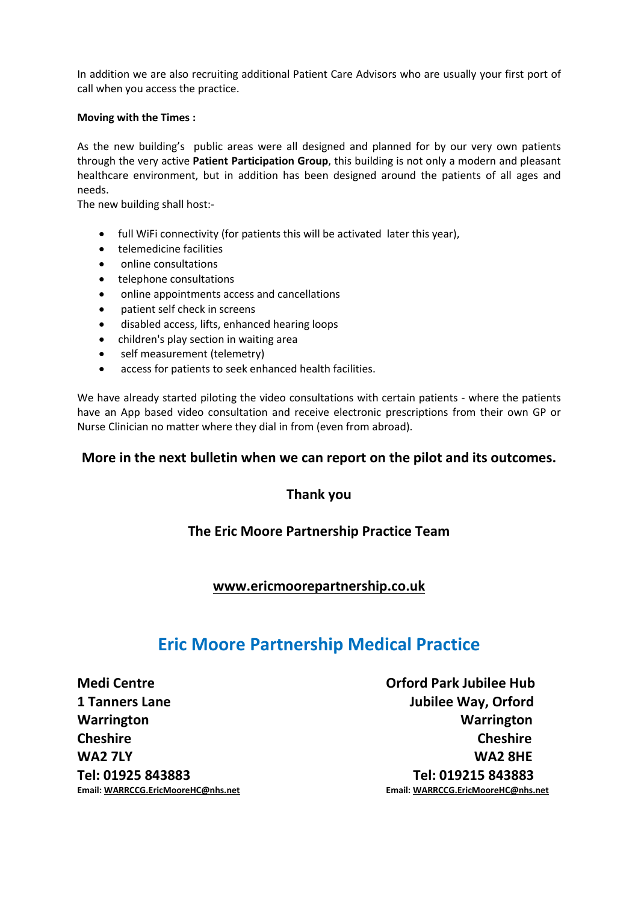In addition we are also recruiting additional Patient Care Advisors who are usually your first port of call when you access the practice.

**Moving with the Times :**

As the new building's public areas were all designed and planned for by our very own patients through the very active **Patient Participation Group**, this building is not only a modern and pleasant healthcare environment, but in addition has been designed around the patients of all ages and needs.

The new building shall host:-

- full WiFi connectivity (for patients this will be activated later this year),
- telemedicine facilities
- online consultations
- telephone consultations
- online appointments access and cancellations
- patient self check in screens
- disabled access, lifts, enhanced hearing loops
- children's play section in waiting area
- self measurement (telemetry)
- access for patients to seek enhanced health facilities.

We have already started piloting the video consultations with certain patients - where the patients have an App based video consultation and receive electronic prescriptions from their own GP or Nurse Clinician no matter where they dial in from (even from abroad).

### More in the next bulletin when we can report on the pilot and its outcomes.

**Thank you**

**The Eric Moore Partnership Practice Team**

**www.ericmoorepartnership.co.uk**

## Eric Moore Partnership Medical Practice

**Medi Centre**
**1 Tanners Lane**
**Warrington**
**Cheshire**
**WA2 7LY**
**Tel: 01925 843883**
**Email: WARRCCG.EricMooreHC@nhs.net**

**Orford Park Jubilee Hub**
**Jubilee Way, Orford**
**Warrington**
**Cheshire**
**WA2 8HE**
**Tel: 019215 843883**
**Email: WARRCCG.EricMooreHC@nhs.net**